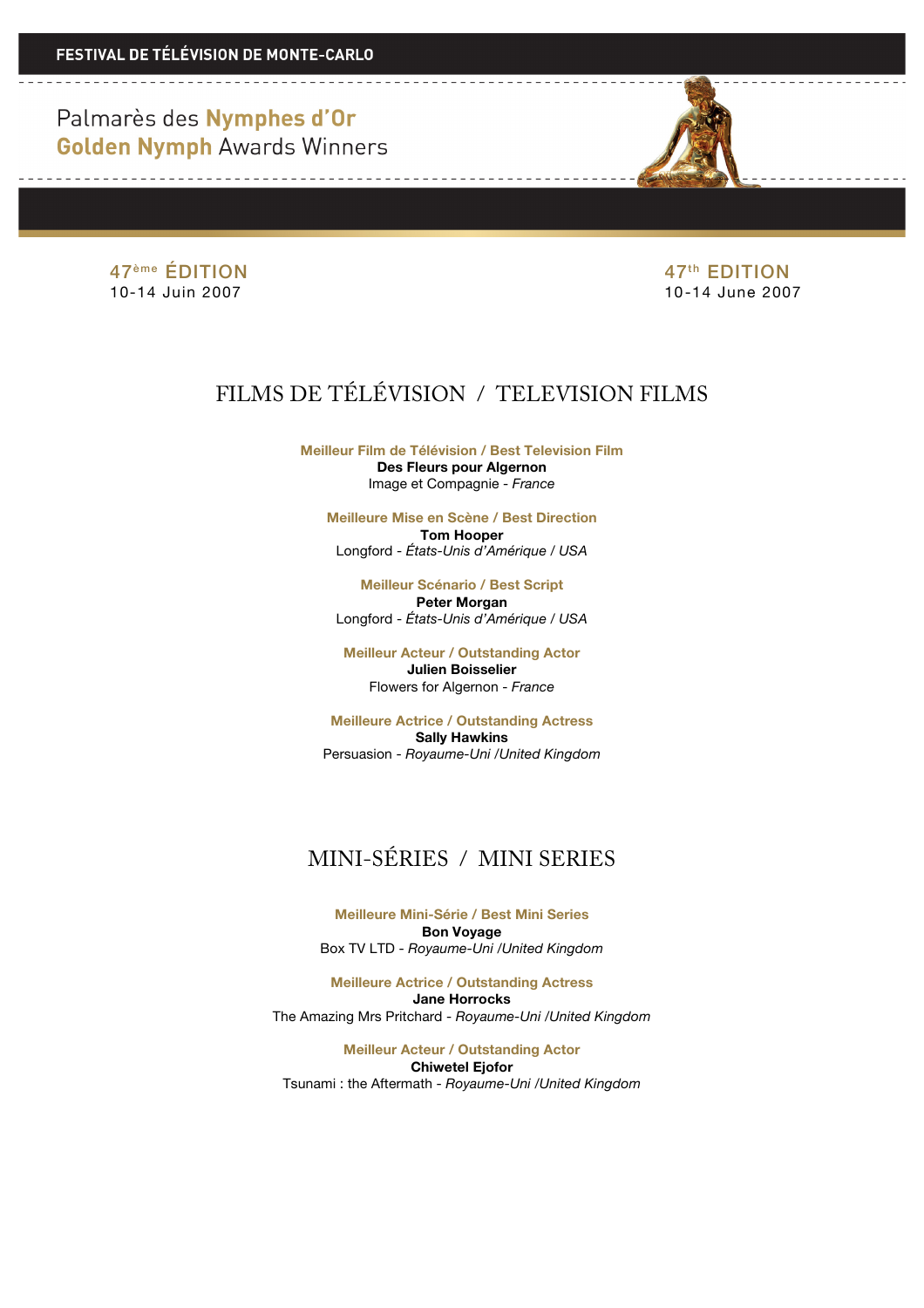FESTIVAL DE TÉLÉVISION DE MONTE-CARLO

# Palmarès des **Nymphes d'Or**
# **Golden Nymph** Awards Winners

47ème ÉDITION
10-14 Juin 2007

47th EDITION
10-14 June 2007

## FILMS DE TÉLÉVISION / TELEVISION FILMS

**Meilleur Film de Télévision / Best Television Film**
**Des Fleurs pour Algernon**
Image et Compagnie - *France*

**Meilleure Mise en Scène / Best Direction**
**Tom Hooper**
Longford - *États-Unis d'Amérique / USA*

**Meilleur Scénario / Best Script**
**Peter Morgan**
Longford - *États-Unis d'Amérique / USA*

**Meilleur Acteur / Outstanding Actor**
**Julien Boisselier**
Flowers for Algernon - *France*

**Meilleure Actrice / Outstanding Actress**
**Sally Hawkins**
Persuasion - *Royaume-Uni /United Kingdom*

## MINI-SÉRIES / MINI SERIES

**Meilleure Mini-Série / Best Mini Series**
**Bon Voyage**
Box TV LTD - *Royaume-Uni /United Kingdom*

**Meilleure Actrice / Outstanding Actress**
**Jane Horrocks**
The Amazing Mrs Pritchard - *Royaume-Uni /United Kingdom*

**Meilleur Acteur / Outstanding Actor**
**Chiwetel Ejofor**
Tsunami : the Aftermath - *Royaume-Uni /United Kingdom*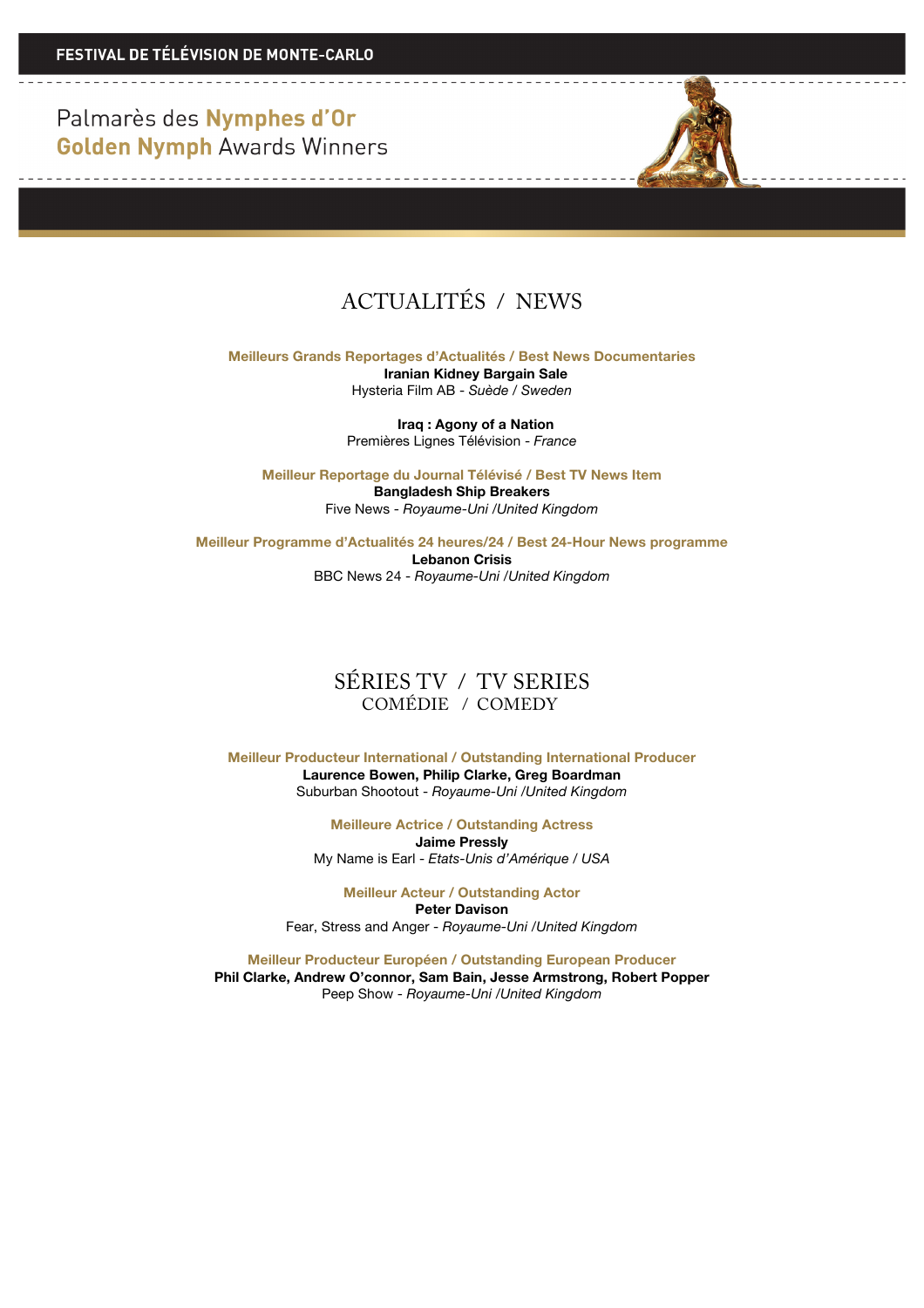## ACTUALITÉS / NEWS

**Meilleurs Grands Reportages d'Actualités / Best News Documentaries**

**Iranian Kidney Bargain Sale**
Hysteria Film AB - *Suède / Sweden*

**Iraq : Agony of a Nation**
Premières Lignes Télévision - *France*

**Meilleur Reportage du Journal Télévisé / Best TV News Item**

**Bangladesh Ship Breakers**
Five News - *Royaume-Uni /United Kingdom*

**Meilleur Programme d'Actualités 24 heures/24 / Best 24-Hour News programme**

**Lebanon Crisis**
BBC News 24 - *Royaume-Uni /United Kingdom*

## SÉRIES TV / TV SERIES
### COMÉDIE / COMEDY

**Meilleur Producteur International / Outstanding International Producer**

**Laurence Bowen, Philip Clarke, Greg Boardman**
Suburban Shootout - *Royaume-Uni /United Kingdom*

**Meilleure Actrice / Outstanding Actress**

**Jaime Pressly**
My Name is Earl - *Etats-Unis d'Amérique / USA*

**Meilleur Acteur / Outstanding Actor**

**Peter Davison**
Fear, Stress and Anger - *Royaume-Uni /United Kingdom*

**Meilleur Producteur Européen / Outstanding European Producer**

**Phil Clarke, Andrew O'connor, Sam Bain, Jesse Armstrong, Robert Popper**
Peep Show - *Royaume-Uni /United Kingdom*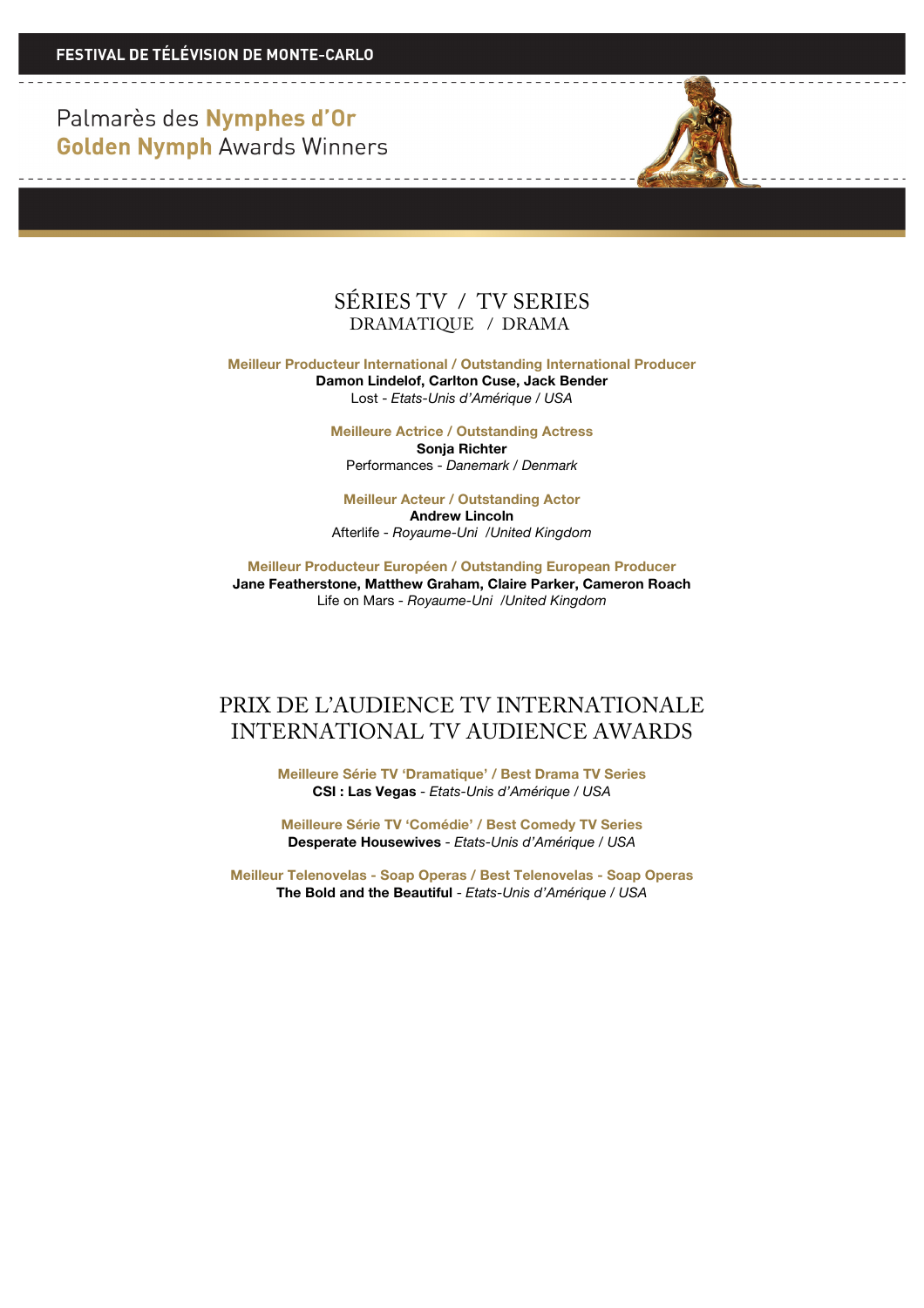**FESTIVAL DE TÉLÉVISION DE MONTE-CARLO**

# Palmarès des **Nymphes d'Or**
# **Golden Nymph** Awards Winners

## SÉRIES TV / TV SERIES
### DRAMATIQUE / DRAMA

**Meilleur Producteur International / Outstanding International Producer**
**Damon Lindelof, Carlton Cuse, Jack Bender**
Lost - *Etats-Unis d'Amérique / USA*

**Meilleure Actrice / Outstanding Actress**
**Sonja Richter**
Performances - *Danemark / Denmark*

**Meilleur Acteur / Outstanding Actor**
**Andrew Lincoln**
Afterlife - *Royaume-Uni /United Kingdom*

**Meilleur Producteur Européen / Outstanding European Producer**
**Jane Featherstone, Matthew Graham, Claire Parker, Cameron Roach**
Life on Mars - *Royaume-Uni /United Kingdom*

## PRIX DE L'AUDIENCE TV INTERNATIONALE
## INTERNATIONAL TV AUDIENCE AWARDS

**Meilleure Série TV 'Dramatique' / Best Drama TV Series**
**CSI : Las Vegas** - *Etats-Unis d'Amérique / USA*

**Meilleure Série TV 'Comédie' / Best Comedy TV Series**
**Desperate Housewives** - *Etats-Unis d'Amérique / USA*

**Meilleur Telenovelas - Soap Operas / Best Telenovelas - Soap Operas**
**The Bold and the Beautiful** - *Etats-Unis d'Amérique / USA*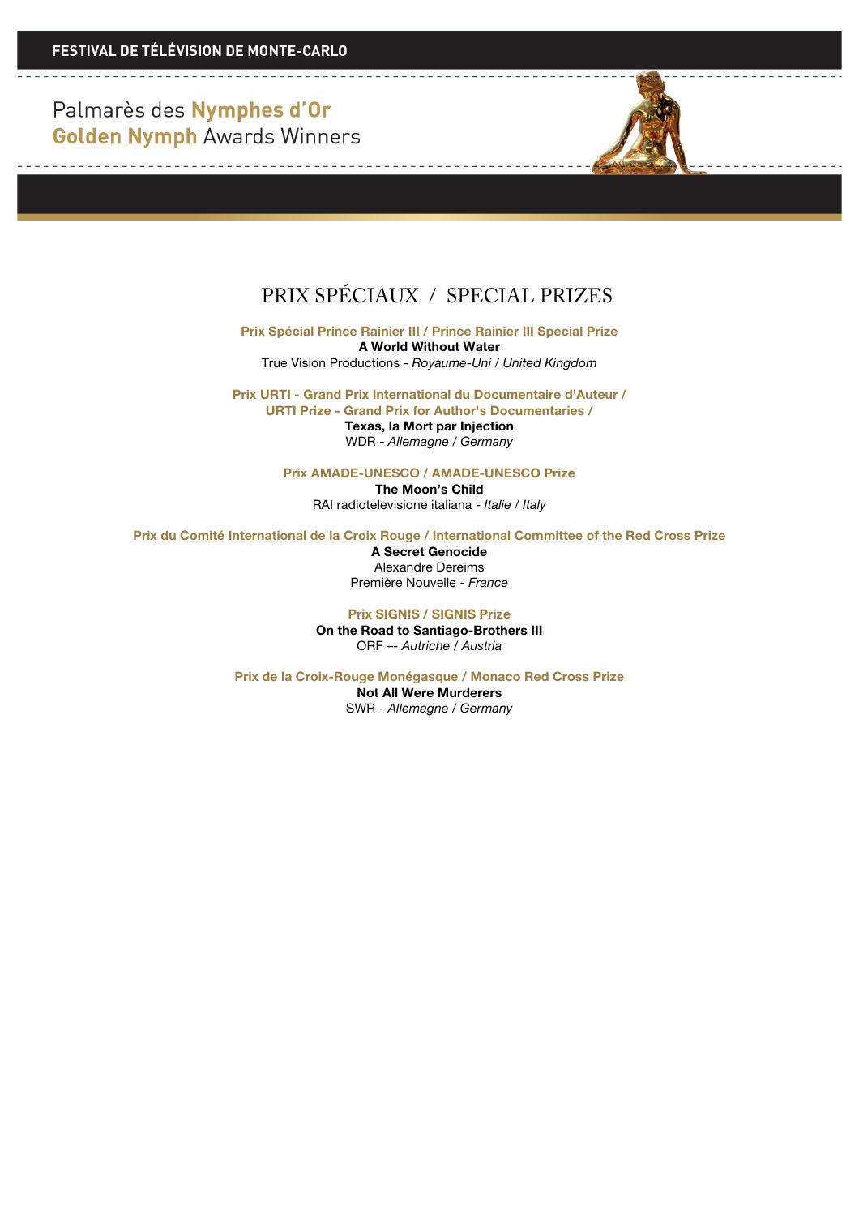FESTIVAL DE TÉLÉVISION DE MONTE-CARLO

Palmarès des **Nymphes d'Or**
**Golden Nymph** Awards Winners

# PRIX SPÉCIAUX / SPECIAL PRIZES

**Prix Spécial Prince Rainier III / Prince Rainier III Special Prize**
**A World Without Water**
True Vision Productions - *Royaume-Uni / United Kingdom*

**Prix URTI - Grand Prix International du Documentaire d'Auteur /**
**URTI Prize - Grand Prix for Author's Documentaries /**
**Texas, la Mort par Injection**
WDR - *Allemagne / Germany*

**Prix AMADE-UNESCO / AMADE-UNESCO Prize**
**The Moon's Child**
RAI radiotelevisione italiana - *Italie / Italy*

**Prix du Comité International de la Croix Rouge / International Committee of the Red Cross Prize**
**A Secret Genocide**
Alexandre Dereims
Première Nouvelle - *France*

**Prix SIGNIS / SIGNIS Prize**
**On the Road to Santiago-Brothers III**
ORF –- *Autriche / Austria*

**Prix de la Croix-Rouge Monégasque / Monaco Red Cross Prize**
**Not All Were Murderers**
SWR - *Allemagne / Germany*